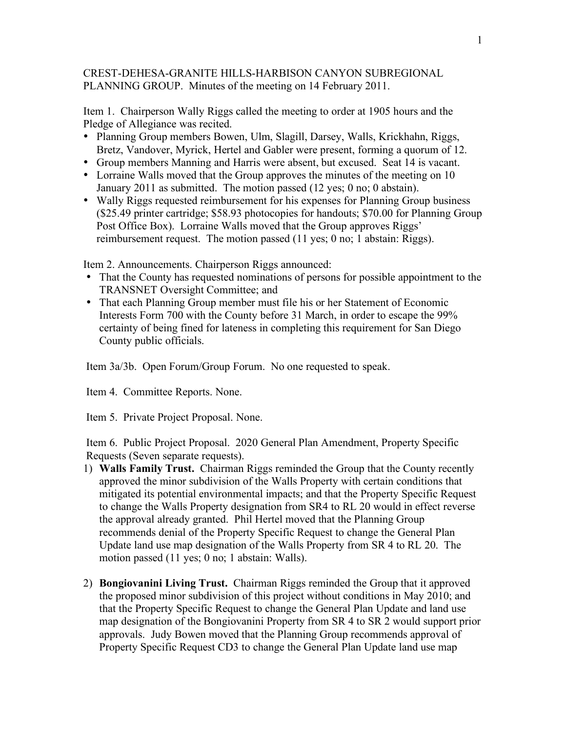CREST-DEHESA-GRANITE HILLS-HARBISON CANYON SUBREGIONAL PLANNING GROUP. Minutes of the meeting on 14 February 2011.

Item 1. Chairperson Wally Riggs called the meeting to order at 1905 hours and the Pledge of Allegiance was recited.

- Planning Group members Bowen, Ulm, Slagill, Darsey, Walls, Krickhahn, Riggs, Bretz, Vandover, Myrick, Hertel and Gabler were present, forming a quorum of 12.
- Group members Manning and Harris were absent, but excused. Seat 14 is vacant.
- Lorraine Walls moved that the Group approves the minutes of the meeting on 10 January 2011 as submitted. The motion passed (12 yes; 0 no; 0 abstain).
- Wally Riggs requested reimbursement for his expenses for Planning Group business ($25.49 printer cartridge; $58.93 photocopies for handouts; $70.00 for Planning Group Post Office Box). Lorraine Walls moved that the Group approves Riggs' reimbursement request. The motion passed (11 yes; 0 no; 1 abstain: Riggs).

Item 2. Announcements. Chairperson Riggs announced:

- That the County has requested nominations of persons for possible appointment to the TRANSNET Oversight Committee; and
- That each Planning Group member must file his or her Statement of Economic Interests Form 700 with the County before 31 March, in order to escape the 99% certainty of being fined for lateness in completing this requirement for San Diego County public officials.

Item 3a/3b. Open Forum/Group Forum. No one requested to speak.

Item 4. Committee Reports. None.

Item 5. Private Project Proposal. None.

Item 6. Public Project Proposal. 2020 General Plan Amendment, Property Specific Requests (Seven separate requests).

1) **Walls Family Trust.** Chairman Riggs reminded the Group that the County recently approved the minor subdivision of the Walls Property with certain conditions that mitigated its potential environmental impacts; and that the Property Specific Request to change the Walls Property designation from SR4 to RL 20 would in effect reverse the approval already granted. Phil Hertel moved that the Planning Group recommends denial of the Property Specific Request to change the General Plan Update land use map designation of the Walls Property from SR 4 to RL 20. The motion passed (11 yes; 0 no; 1 abstain: Walls).

2) **Bongiovanini Living Trust.** Chairman Riggs reminded the Group that it approved the proposed minor subdivision of this project without conditions in May 2010; and that the Property Specific Request to change the General Plan Update and land use map designation of the Bongiovanini Property from SR 4 to SR 2 would support prior approvals. Judy Bowen moved that the Planning Group recommends approval of Property Specific Request CD3 to change the General Plan Update land use map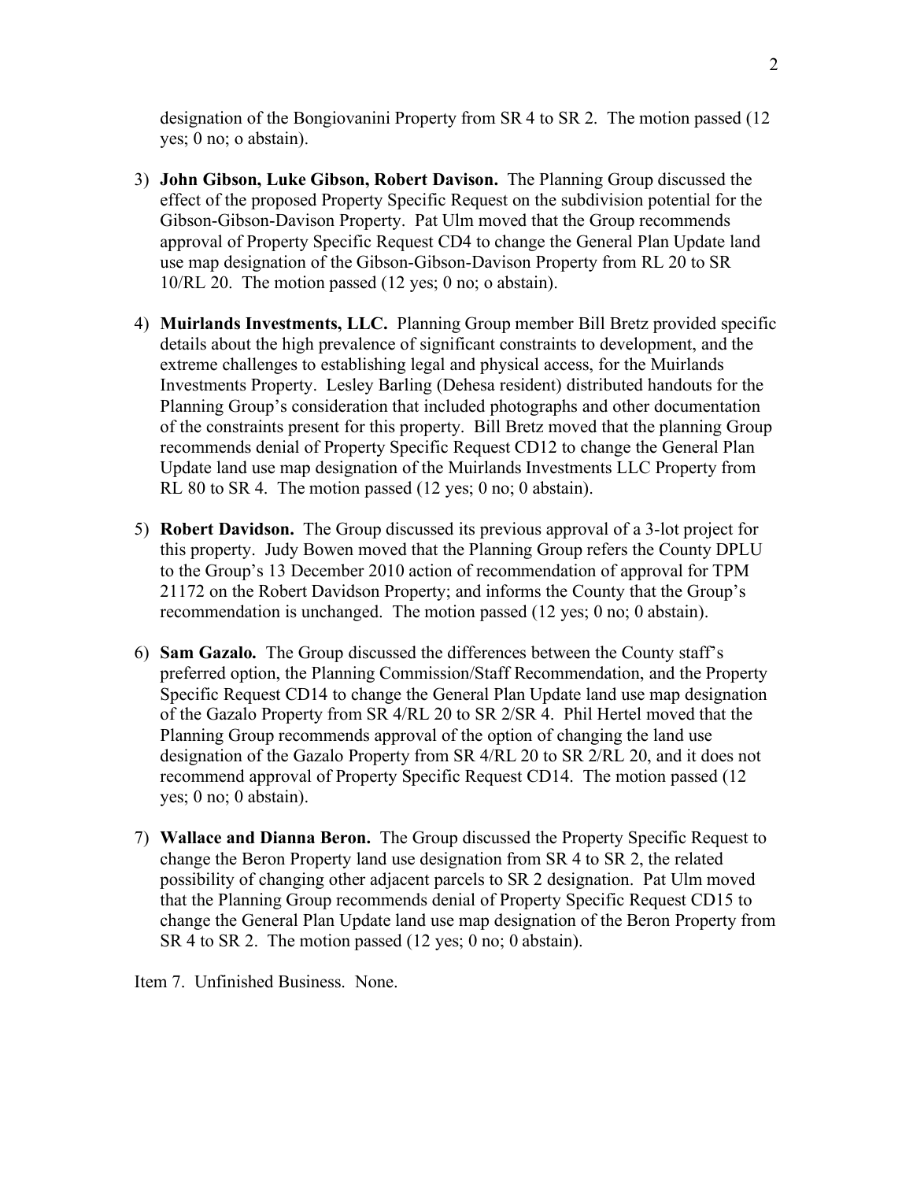designation of the Bongiovanini Property from SR 4 to SR 2. The motion passed (12 yes; 0 no; o abstain).

3) **John Gibson, Luke Gibson, Robert Davison.** The Planning Group discussed the effect of the proposed Property Specific Request on the subdivision potential for the Gibson-Gibson-Davison Property. Pat Ulm moved that the Group recommends approval of Property Specific Request CD4 to change the General Plan Update land use map designation of the Gibson-Gibson-Davison Property from RL 20 to SR 10/RL 20. The motion passed (12 yes; 0 no; o abstain).

4) **Muirlands Investments, LLC.** Planning Group member Bill Bretz provided specific details about the high prevalence of significant constraints to development, and the extreme challenges to establishing legal and physical access, for the Muirlands Investments Property. Lesley Barling (Dehesa resident) distributed handouts for the Planning Group's consideration that included photographs and other documentation of the constraints present for this property. Bill Bretz moved that the planning Group recommends denial of Property Specific Request CD12 to change the General Plan Update land use map designation of the Muirlands Investments LLC Property from RL 80 to SR 4. The motion passed (12 yes; 0 no; 0 abstain).

5) **Robert Davidson.** The Group discussed its previous approval of a 3-lot project for this property. Judy Bowen moved that the Planning Group refers the County DPLU to the Group's 13 December 2010 action of recommendation of approval for TPM 21172 on the Robert Davidson Property; and informs the County that the Group's recommendation is unchanged. The motion passed (12 yes; 0 no; 0 abstain).

6) **Sam Gazalo.** The Group discussed the differences between the County staff's preferred option, the Planning Commission/Staff Recommendation, and the Property Specific Request CD14 to change the General Plan Update land use map designation of the Gazalo Property from SR 4/RL 20 to SR 2/SR 4. Phil Hertel moved that the Planning Group recommends approval of the option of changing the land use designation of the Gazalo Property from SR 4/RL 20 to SR 2/RL 20, and it does not recommend approval of Property Specific Request CD14. The motion passed (12 yes; 0 no; 0 abstain).

7) **Wallace and Dianna Beron.** The Group discussed the Property Specific Request to change the Beron Property land use designation from SR 4 to SR 2, the related possibility of changing other adjacent parcels to SR 2 designation. Pat Ulm moved that the Planning Group recommends denial of Property Specific Request CD15 to change the General Plan Update land use map designation of the Beron Property from SR 4 to SR 2. The motion passed (12 yes; 0 no; 0 abstain).

Item 7. Unfinished Business. None.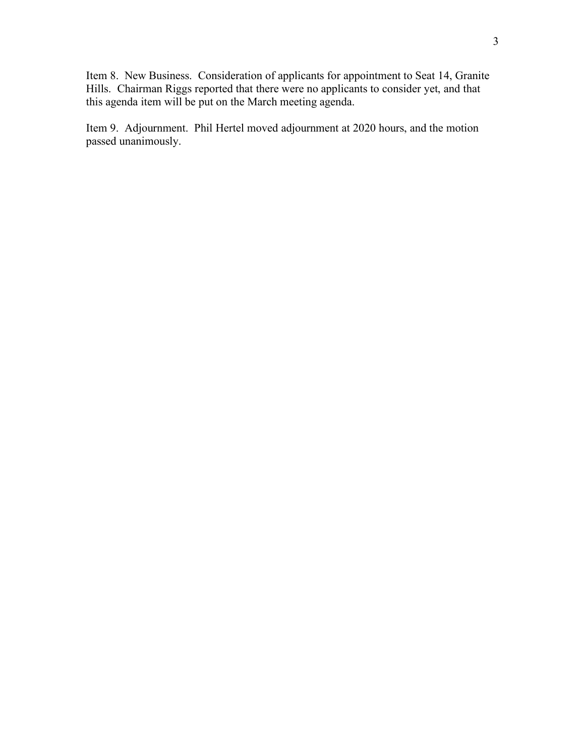Item 8. New Business. Consideration of applicants for appointment to Seat 14, Granite Hills. Chairman Riggs reported that there were no applicants to consider yet, and that this agenda item will be put on the March meeting agenda.

Item 9. Adjournment. Phil Hertel moved adjournment at 2020 hours, and the motion passed unanimously.